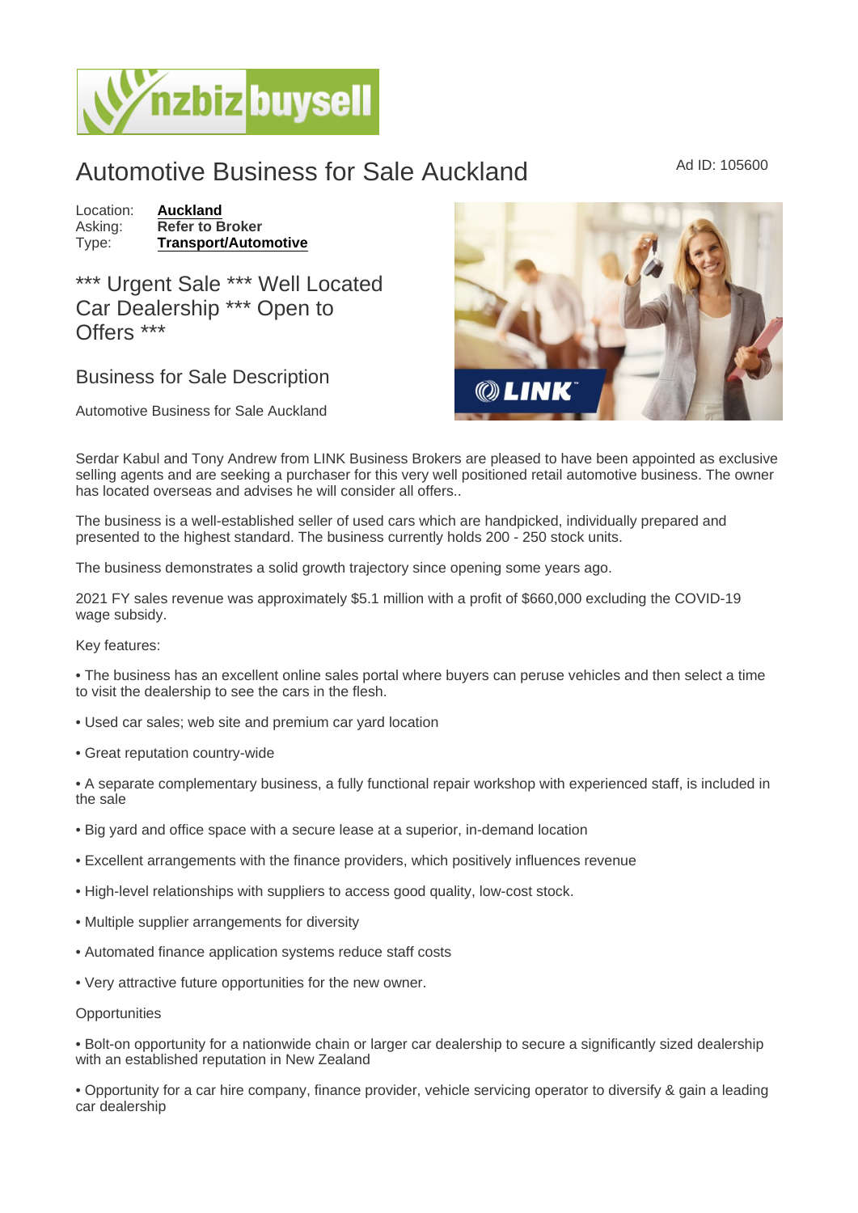# Automotive Business for Sale Auckland

Ad ID: 105600

Location: **Auckland**
Asking: **Refer to Broker**
Type: **Transport/Automotive**

## *** Urgent Sale *** Well Located Car Dealership *** Open to Offers ***

## Business for Sale Description

Automotive Business for Sale Auckland

Serdar Kabul and Tony Andrew from LINK Business Brokers are pleased to have been appointed as exclusive selling agents and are seeking a purchaser for this very well positioned retail automotive business. The owner has located overseas and advises he will consider all offers..

The business is a well-established seller of used cars which are handpicked, individually prepared and presented to the highest standard. The business currently holds 200 - 250 stock units.

The business demonstrates a solid growth trajectory since opening some years ago.

2021 FY sales revenue was approximately $5.1 million with a profit of $660,000 excluding the COVID-19 wage subsidy.

Key features:

• The business has an excellent online sales portal where buyers can peruse vehicles and then select a time to visit the dealership to see the cars in the flesh.

• Used car sales; web site and premium car yard location

• Great reputation country-wide

• A separate complementary business, a fully functional repair workshop with experienced staff, is included in the sale

• Big yard and office space with a secure lease at a superior, in-demand location

• Excellent arrangements with the finance providers, which positively influences revenue

• High-level relationships with suppliers to access good quality, low-cost stock.

• Multiple supplier arrangements for diversity

• Automated finance application systems reduce staff costs

• Very attractive future opportunities for the new owner.

Opportunities

• Bolt-on opportunity for a nationwide chain or larger car dealership to secure a significantly sized dealership with an established reputation in New Zealand

• Opportunity for a car hire company, finance provider, vehicle servicing operator to diversify & gain a leading car dealership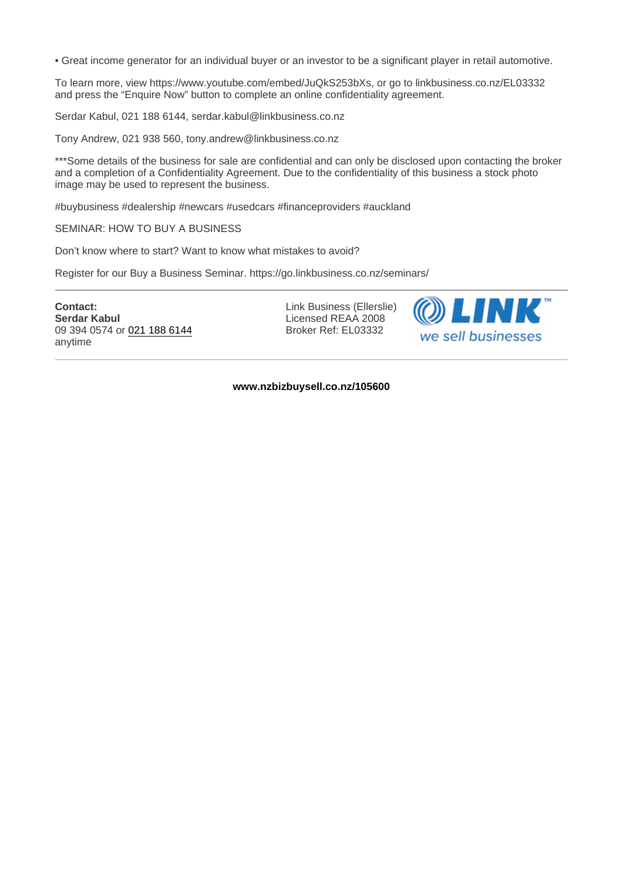• Great income generator for an individual buyer or an investor to be a significant player in retail automotive.

To learn more, view https://www.youtube.com/embed/JuQkS253bXs, or go to linkbusiness.co.nz/EL03332 and press the "Enquire Now" button to complete an online confidentiality agreement.

Serdar Kabul, 021 188 6144, serdar.kabul@linkbusiness.co.nz

Tony Andrew, 021 938 560, tony.andrew@linkbusiness.co.nz

***Some details of the business for sale are confidential and can only be disclosed upon contacting the broker and a completion of a Confidentiality Agreement. Due to the confidentiality of this business a stock photo image may be used to represent the business.

#buybusiness #dealership #newcars #usedcars #financeproviders #auckland

SEMINAR: HOW TO BUY A BUSINESS

Don't know where to start? Want to know what mistakes to avoid?

Register for our Buy a Business Seminar. https://go.linkbusiness.co.nz/seminars/

---

**Contact:**
**Serdar Kabul**
09 394 0574 or 021 188 6144
anytime

Link Business (Ellerslie)
Licensed REAA 2008
Broker Ref: EL03332

LINK™
we sell businesses

---

**www.nzbizbuysell.co.nz/105600**